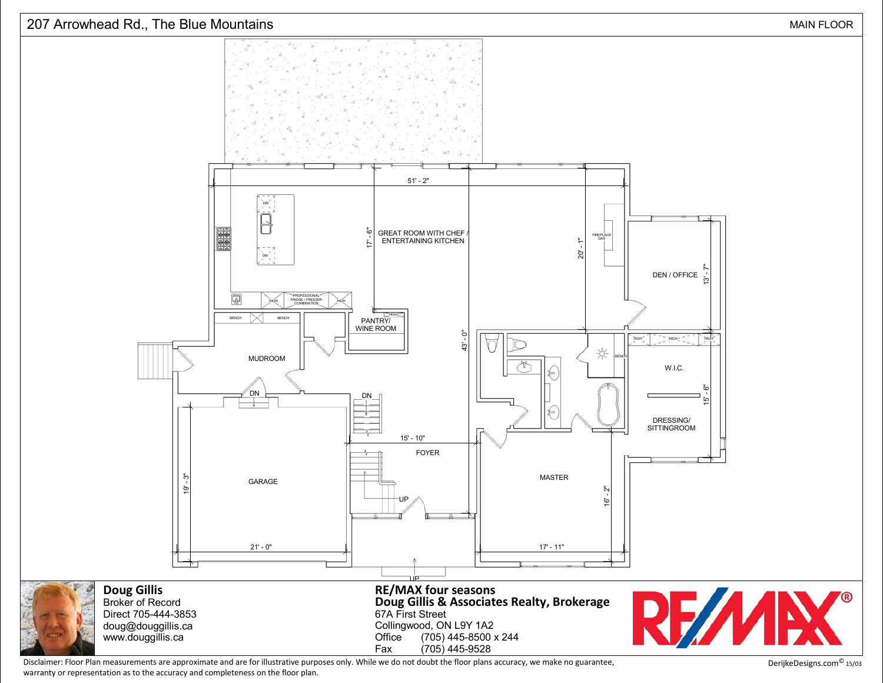# 207 Arrowhead Rd., The Blue Mountains

MAIN FLOOR

51' - 2"

GREAT ROOM WITH CHEF / ENTERTAINING KITCHEN

17' - 6"

20' - 1"

43' - 0"

DW

DW

FIREPLACE GAS

HIGH

PROFESSIONAL FRIDGE / FREEZER COMBINATION

HIGH

PANTRY/ WINE ROOM

HIGH

DEN / OFFICE

13' - 7"

BENCH

BENCH

MUDROOM

DN

DN

HIGH

HIGH

HIGH

BENCH

W.I.C.

15' - 6"

DRESSING/ SITTINGROOM

15' - 10"

FOYER

GARAGE

19' - 3"

21' - 0"

UP

MASTER

16' - 2"

17' - 11"

UP

**Doug Gillis**
Broker of Record
Direct 705-444-3853
doug@douggillis.ca
www.douggillis.ca

**RE/MAX four seasons**
**Doug Gillis & Associates Realty, Brokerage**
67A First Street
Collingwood, ON L9Y 1A2
Office (705) 445-8500 x 244
Fax (705) 445-9528

RE/MAX®

Disclaimer: Floor Plan measurements are approximate and are for illustrative purposes only. While we do not doubt the floor plans accuracy, we make no guarantee, warranty or representation as to the accuracy and completeness on the floor plan.

DerijkeDesigns.com© 15/03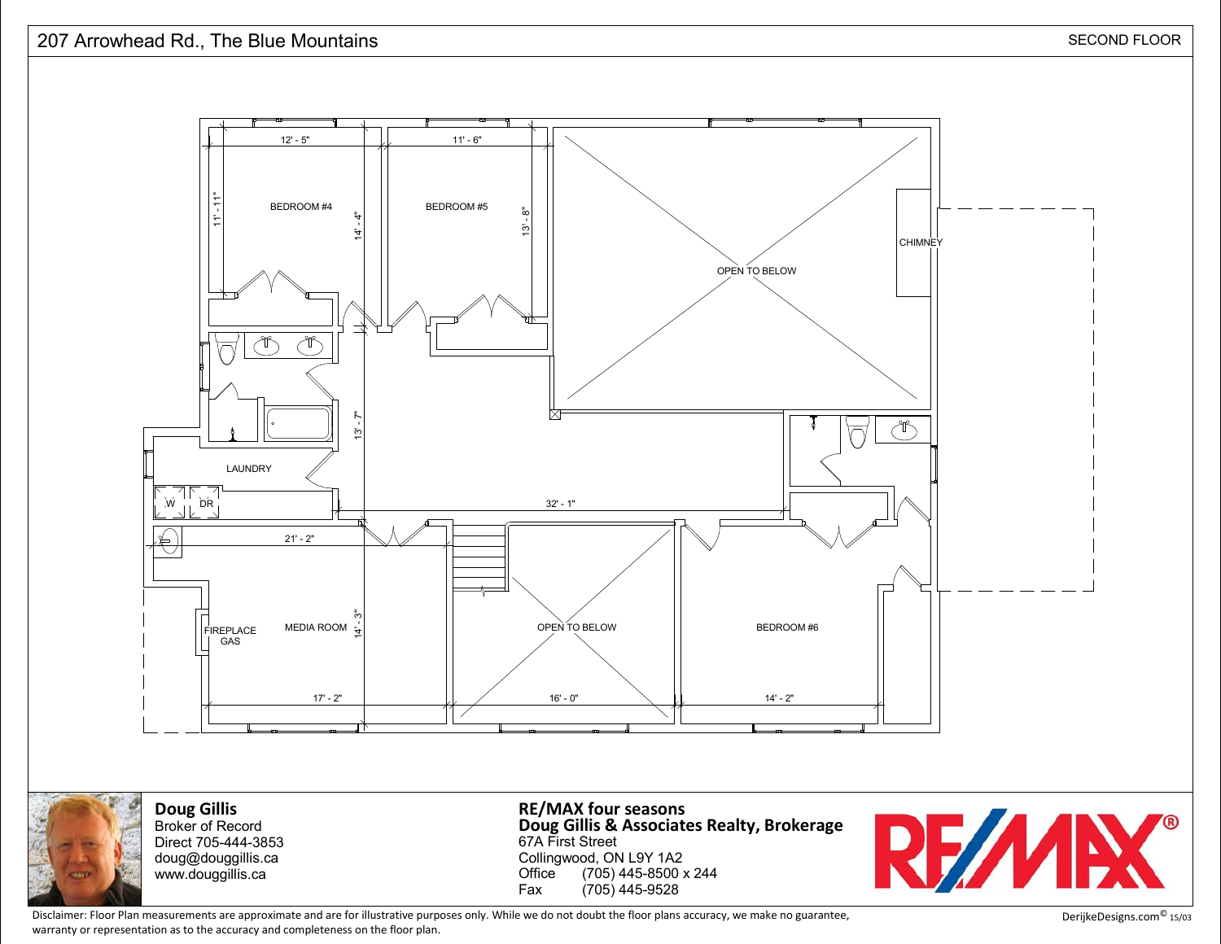# 207 Arrowhead Rd., The Blue Mountains

SECOND FLOOR

BEDROOM #4
12' - 5"
11' - 11"
14' - 4"

BEDROOM #5
11' - 6"
13' - 8"

OPEN TO BELOW

CHIMNEY

13' - 7"

LAUNDRY

W

DR

32' - 1"

21' - 2"

FIREPLACE GAS

MEDIA ROOM
14' - 3"
17' - 2"

OPEN TO BELOW
16' - 0"

BEDROOM #6
14' - 2"

**Doug Gillis**
Broker of Record
Direct 705-444-3853
doug@douggillis.ca
www.douggillis.ca

**RE/MAX four seasons**
**Doug Gillis & Associates Realty, Brokerage**
67A First Street
Collingwood, ON L9Y 1A2
Office (705) 445-8500 x 244
Fax (705) 445-9528

RE/MAX®

Disclaimer: Floor Plan measurements are approximate and are for illustrative purposes only. While we do not doubt the floor plans accuracy, we make no guarantee, warranty or representation as to the accuracy and completeness on the floor plan.

DerijkeDesigns.com© 15/03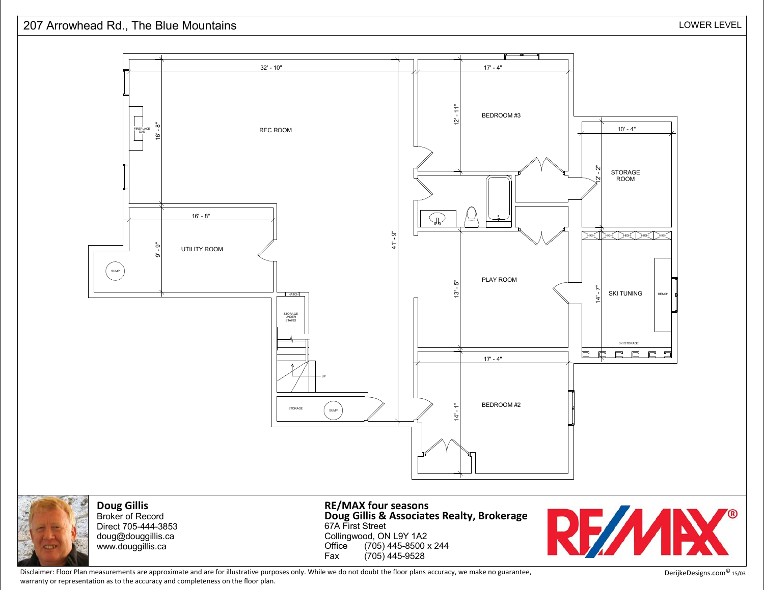# 207 Arrowhead Rd., The Blue Mountains

LOWER LEVEL

REC ROOM
32' - 10"
16' - 8"
41' - 9"
FIREPLACE GAS

UTILITY ROOM
16' - 8"
9' - 9"
SUMP

HATCH
STORAGE UNDER STAIRS
UP
STORAGE
SUMP

BEDROOM #3
17' - 4"
12' - 11"

PLAY ROOM
13' - 5"

BEDROOM #2
17' - 4"
14' - 1"

STORAGE ROOM
10' - 4"
12' - 2"

SKI TUNING
14' - 7"
HIGH HIGH HIGH HIGH HIGH
BENCH
SKI STORAGE

**Doug Gillis**
Broker of Record
Direct 705-444-3853
doug@douggillis.ca
www.douggillis.ca

**RE/MAX four seasons**
**Doug Gillis & Associates Realty, Brokerage**
67A First Street
Collingwood, ON L9Y 1A2
Office (705) 445-8500 x 244
Fax (705) 445-9528

RE/MAX®

Disclaimer: Floor Plan measurements are approximate and are for illustrative purposes only. While we do not doubt the floor plans accuracy, we make no guarantee, warranty or representation as to the accuracy and completeness on the floor plan.

DerijkeDesigns.com© 15/03